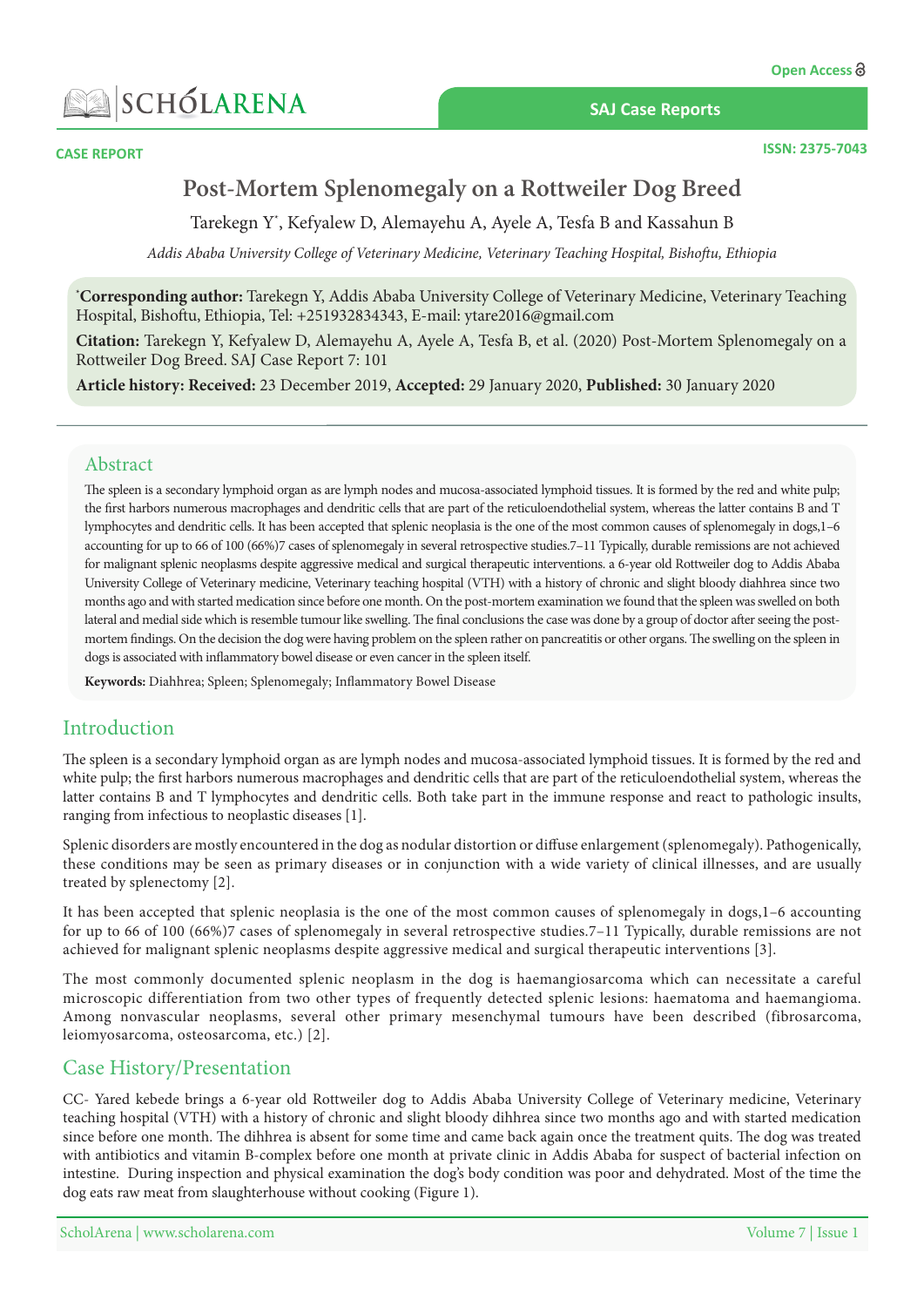CASE REPORT

# Post-Mortem Splenomegaly on a Rottweiler Dog Breed

Tarekegn Y*, Kefyalew D, Alemayehu A, Ayele A, Tesfa B and Kassahun B

*Addis Ababa University College of Veterinary Medicine, Veterinary Teaching Hospital, Bishoftu, Ethiopia*

***Corresponding author:** Tarekegn Y, Addis Ababa University College of Veterinary Medicine, Veterinary Teaching Hospital, Bishoftu, Ethiopia, Tel: +251932834343, E-mail: ytare2016@gmail.com

**Citation:** Tarekegn Y, Kefyalew D, Alemayehu A, Ayele A, Tesfa B, et al. (2020) Post-Mortem Splenomegaly on a Rottweiler Dog Breed. SAJ Case Report 7: 101

**Article history: Received:** 23 December 2019, **Accepted:** 29 January 2020, **Published:** 30 January 2020

## Abstract

The spleen is a secondary lymphoid organ as are lymph nodes and mucosa-associated lymphoid tissues. It is formed by the red and white pulp; the first harbors numerous macrophages and dendritic cells that are part of the reticuloendothelial system, whereas the latter contains B and T lymphocytes and dendritic cells. It has been accepted that splenic neoplasia is the one of the most common causes of splenomegaly in dogs,1–6 accounting for up to 66 of 100 (66%)7 cases of splenomegaly in several retrospective studies.7–11 Typically, durable remissions are not achieved for malignant splenic neoplasms despite aggressive medical and surgical therapeutic interventions. a 6-year old Rottweiler dog to Addis Ababa University College of Veterinary medicine, Veterinary teaching hospital (VTH) with a history of chronic and slight bloody diahhrea since two months ago and with started medication since before one month. On the post-mortem examination we found that the spleen was swelled on both lateral and medial side which is resemble tumour like swelling. The final conclusions the case was done by a group of doctor after seeing the post-mortem findings. On the decision the dog were having problem on the spleen rather on pancreatitis or other organs. The swelling on the spleen in dogs is associated with inflammatory bowel disease or even cancer in the spleen itself.

**Keywords:** Diahhrea; Spleen; Splenomegaly; Inflammatory Bowel Disease

## Introduction

The spleen is a secondary lymphoid organ as are lymph nodes and mucosa-associated lymphoid tissues. It is formed by the red and white pulp; the first harbors numerous macrophages and dendritic cells that are part of the reticuloendothelial system, whereas the latter contains B and T lymphocytes and dendritic cells. Both take part in the immune response and react to pathologic insults, ranging from infectious to neoplastic diseases [1].

Splenic disorders are mostly encountered in the dog as nodular distortion or diffuse enlargement (splenomegaly). Pathogenically, these conditions may be seen as primary diseases or in conjunction with a wide variety of clinical illnesses, and are usually treated by splenectomy [2].

It has been accepted that splenic neoplasia is the one of the most common causes of splenomegaly in dogs,1–6 accounting for up to 66 of 100 (66%)7 cases of splenomegaly in several retrospective studies.7–11 Typically, durable remissions are not achieved for malignant splenic neoplasms despite aggressive medical and surgical therapeutic interventions [3].

The most commonly documented splenic neoplasm in the dog is haemangiosarcoma which can necessitate a careful microscopic differentiation from two other types of frequently detected splenic lesions: haematoma and haemangioma. Among nonvascular neoplasms, several other primary mesenchymal tumours have been described (fibrosarcoma, leiomyosarcoma, osteosarcoma, etc.) [2].

## Case History/Presentation

CC- Yared kebede brings a 6-year old Rottweiler dog to Addis Ababa University College of Veterinary medicine, Veterinary teaching hospital (VTH) with a history of chronic and slight bloody dihhrea since two months ago and with started medication since before one month. The dihhrea is absent for some time and came back again once the treatment quits. The dog was treated with antibiotics and vitamin B-complex before one month at private clinic in Addis Ababa for suspect of bacterial infection on intestine. During inspection and physical examination the dog's body condition was poor and dehydrated. Most of the time the dog eats raw meat from slaughterhouse without cooking (Figure 1).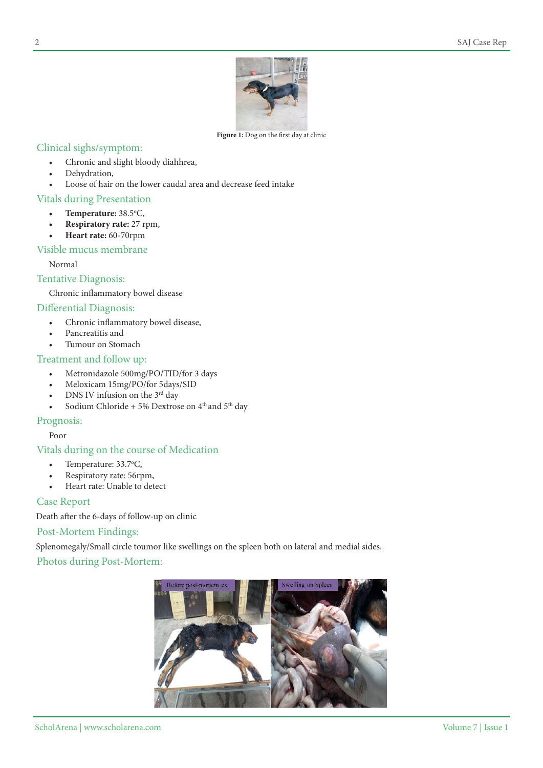Figure 1: Dog on the first day at clinic

## Clinical sighs/symptom:

- Chronic and slight bloody diahhrea,
- Dehydration,
- Loose of hair on the lower caudal area and decrease feed intake

## Vitals during Presentation

- **Temperature:** 38.5°C,
- **Respiratory rate:** 27 rpm,
- **Heart rate:** 60-70rpm

## Visible mucus membrane

Normal

## Tentative Diagnosis:

Chronic inflammatory bowel disease

## Differential Diagnosis:

- Chronic inflammatory bowel disease,
- Pancreatitis and
- Tumour on Stomach

## Treatment and follow up:

- Metronidazole 500mg/PO/TID/for 3 days
- Meloxicam 15mg/PO/for 5days/SID
- DNS IV infusion on the 3rd day
- Sodium Chloride + 5% Dextrose on 4th and 5th day

## Prognosis:

Poor

## Vitals during on the course of Medication

- Temperature: 33.7°C,
- Respiratory rate: 56rpm,
- Heart rate: Unable to detect

## Case Report

Death after the 6-days of follow-up on clinic

## Post-Mortem Findings:

Splenomegaly/Small circle toumor like swellings on the spleen both on lateral and medial sides.

## Photos during Post-Mortem:

Before post-mortem ex. | Swelling on Spleen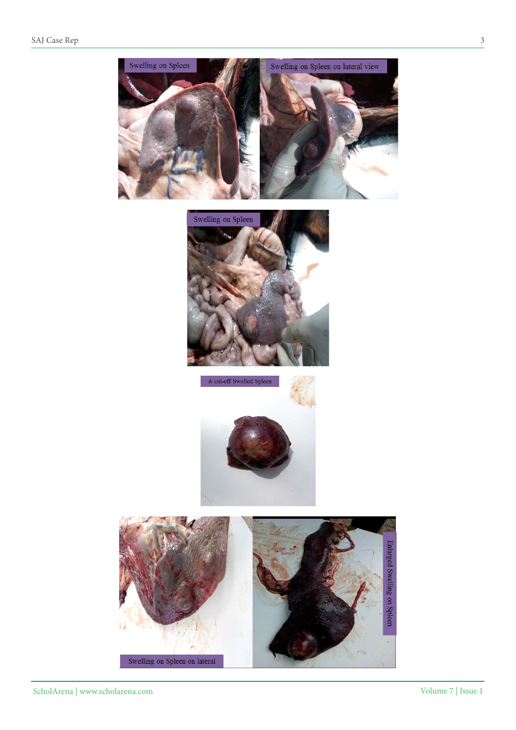Swelling on Spleen

Swelling on Spleen on lateral view

Swelling on Spleen

A cut-off Swelled Spleen

Swelling on Spleen on lateral

Enlarged Swelling on Spleen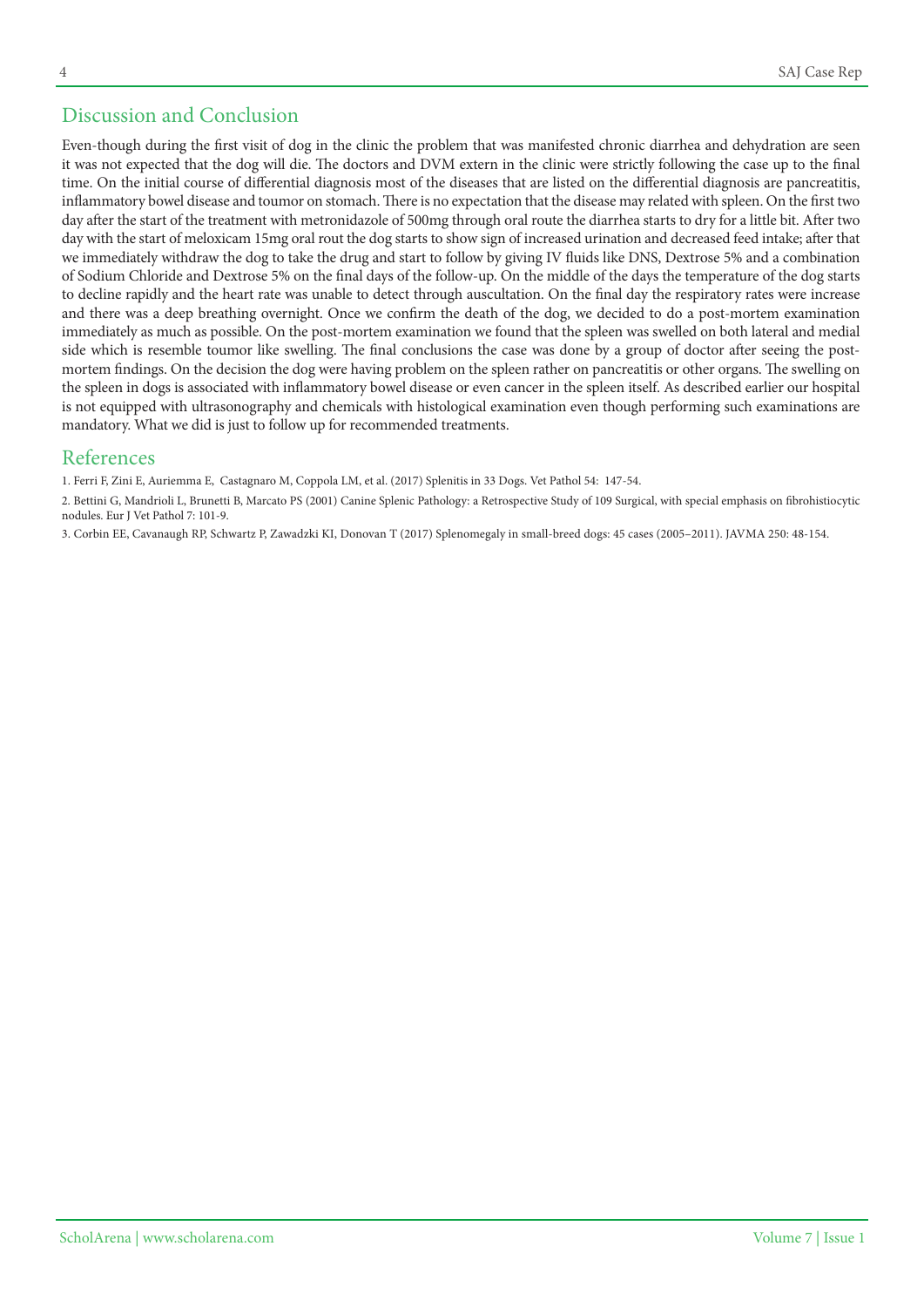## Discussion and Conclusion

Even-though during the first visit of dog in the clinic the problem that was manifested chronic diarrhea and dehydration are seen it was not expected that the dog will die. The doctors and DVM extern in the clinic were strictly following the case up to the final time. On the initial course of differential diagnosis most of the diseases that are listed on the differential diagnosis are pancreatitis, inflammatory bowel disease and toumor on stomach. There is no expectation that the disease may related with spleen. On the first two day after the start of the treatment with metronidazole of 500mg through oral route the diarrhea starts to dry for a little bit. After two day with the start of meloxicam 15mg oral rout the dog starts to show sign of increased urination and decreased feed intake; after that we immediately withdraw the dog to take the drug and start to follow by giving IV fluids like DNS, Dextrose 5% and a combination of Sodium Chloride and Dextrose 5% on the final days of the follow-up. On the middle of the days the temperature of the dog starts to decline rapidly and the heart rate was unable to detect through auscultation. On the final day the respiratory rates were increase and there was a deep breathing overnight. Once we confirm the death of the dog, we decided to do a post-mortem examination immediately as much as possible. On the post-mortem examination we found that the spleen was swelled on both lateral and medial side which is resemble toumor like swelling. The final conclusions the case was done by a group of doctor after seeing the post-mortem findings. On the decision the dog were having problem on the spleen rather on pancreatitis or other organs. The swelling on the spleen in dogs is associated with inflammatory bowel disease or even cancer in the spleen itself. As described earlier our hospital is not equipped with ultrasonography and chemicals with histological examination even though performing such examinations are mandatory. What we did is just to follow up for recommended treatments.

## References

1. Ferri F, Zini E, Auriemma E, Castagnaro M, Coppola LM, et al. (2017) Splenitis in 33 Dogs. Vet Pathol 54: 147-54.

2. Bettini G, Mandrioli L, Brunetti B, Marcato PS (2001) Canine Splenic Pathology: a Retrospective Study of 109 Surgical, with special emphasis on fibrohistiocytic nodules. Eur J Vet Pathol 7: 101-9.

3. Corbin EE, Cavanaugh RP, Schwartz P, Zawadzki KI, Donovan T (2017) Splenomegaly in small-breed dogs: 45 cases (2005–2011). JAVMA 250: 48-154.